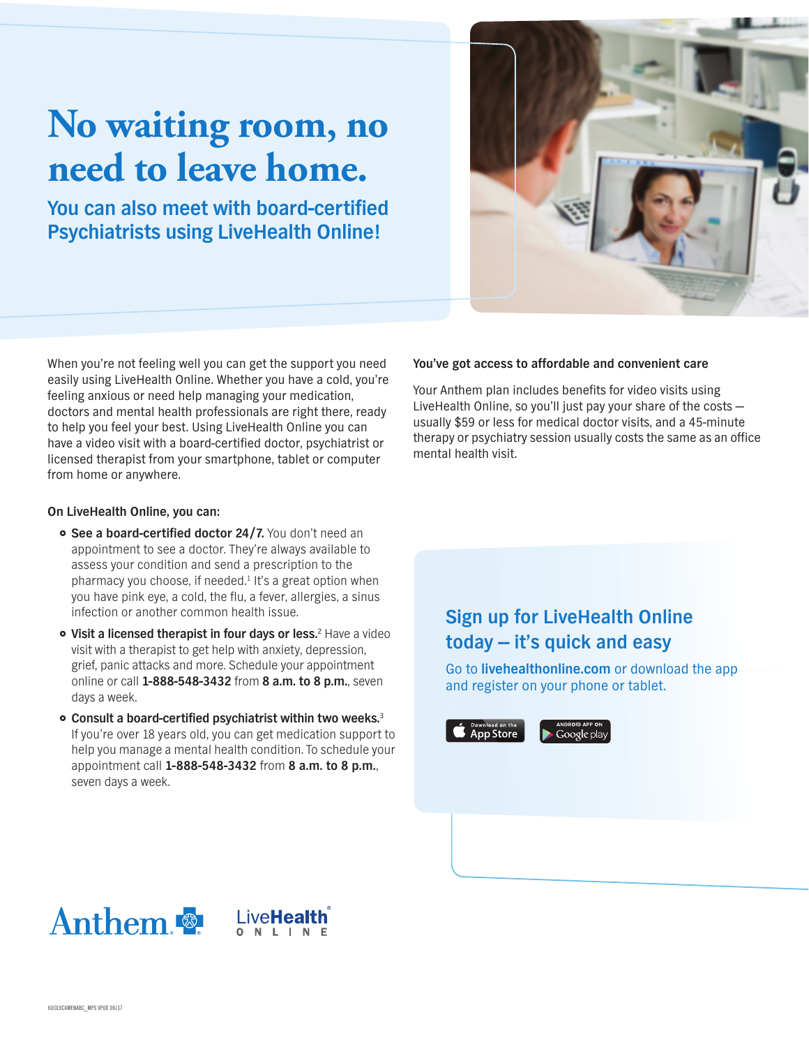# No waiting room, no need to leave home.

## You can also meet with board-certified Psychiatrists using LiveHealth Online!

When you're not feeling well you can get the support you need easily using LiveHealth Online. Whether you have a cold, you're feeling anxious or need help managing your medication, doctors and mental health professionals are right there, ready to help you feel your best. Using LiveHealth Online you can have a video visit with a board-certified doctor, psychiatrist or licensed therapist from your smartphone, tablet or computer from home or anywhere.

**On LiveHealth Online, you can:**

- **See a board-certified doctor 24/7.** You don't need an appointment to see a doctor. They're always available to assess your condition and send a prescription to the pharmacy you choose, if needed.[1] It's a great option when you have pink eye, a cold, the flu, a fever, allergies, a sinus infection or another common health issue.
- **Visit a licensed therapist in four days or less.**[2] Have a video visit with a therapist to get help with anxiety, depression, grief, panic attacks and more. Schedule your appointment online or call **1-888-548-3432** from **8 a.m. to 8 p.m.**, seven days a week.
- **Consult a board-certified psychiatrist within two weeks.**[3] If you're over 18 years old, you can get medication support to help you manage a mental health condition. To schedule your appointment call **1-888-548-3432** from **8 a.m. to 8 p.m.**, seven days a week.

**You've got access to affordable and convenient care**

Your Anthem plan includes benefits for video visits using LiveHealth Online, so you'll just pay your share of the costs — usually $59 or less for medical doctor visits, and a 45-minute therapy or psychiatry session usually costs the same as an office mental health visit.

## Sign up for LiveHealth Online today -- it's quick and easy

Go to **livehealthonline.com** or download the app and register on your phone or tablet.

Download on the App Store | ANDROID APP ON Google play

Anthem | LiveHealth ONLINE

60019CAMENABC_MPS VPOD 06/17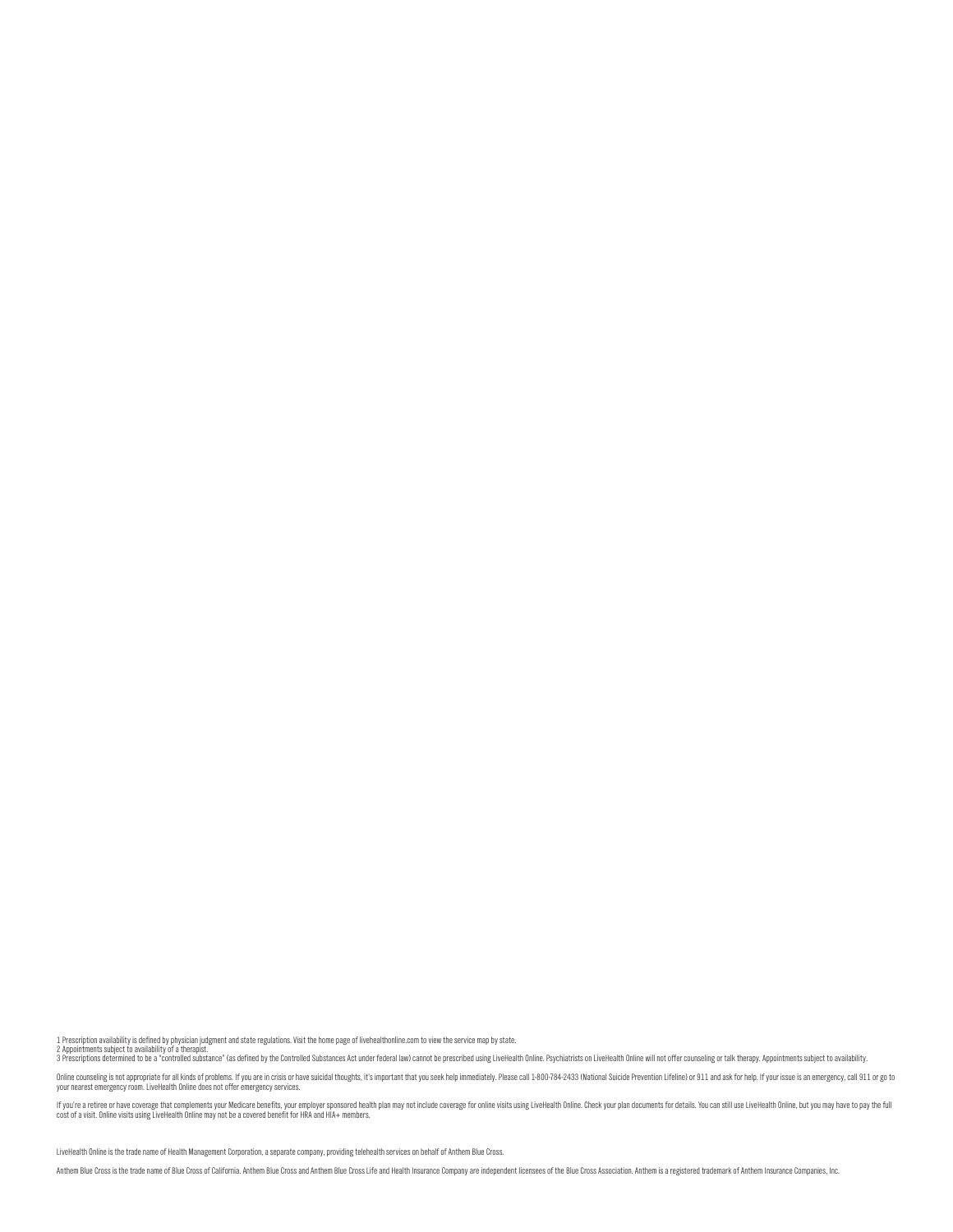1 Prescription availability is defined by physician judgment and state regulations. Visit the home page of livehealthonline.com to view the service map by state.
2 Appointments subject to availability of a therapist.
3 Prescriptions determined to be a "controlled substance" (as defined by the Controlled Substances Act under federal law) cannot be prescribed using LiveHealth Online. Psychiatrists on LiveHealth Online will not offer counseling or talk therapy. Appointments subject to availability.

Online counseling is not appropriate for all kinds of problems. If you are in crisis or have suicidal thoughts, it's important that you seek help immediately. Please call 1-800-784-2433 (National Suicide Prevention Lifeline) or 911 and ask for help. If your issue is an emergency, call 911 or go to your nearest emergency room. LiveHealth Online does not offer emergency services.

If you're a retiree or have coverage that complements your Medicare benefits, your employer sponsored health plan may not include coverage for online visits using LiveHealth Online. Check your plan documents for details. You can still use LiveHealth Online, but you may have to pay the full cost of a visit. Online visits using LiveHealth Online may not be a covered benefit for HRA and HIA+ members.

LiveHealth Online is the trade name of Health Management Corporation, a separate company, providing telehealth services on behalf of Anthem Blue Cross.

Anthem Blue Cross is the trade name of Blue Cross of California. Anthem Blue Cross and Anthem Blue Cross Life and Health Insurance Company are independent licensees of the Blue Cross Association. Anthem is a registered trademark of Anthem Insurance Companies, Inc.